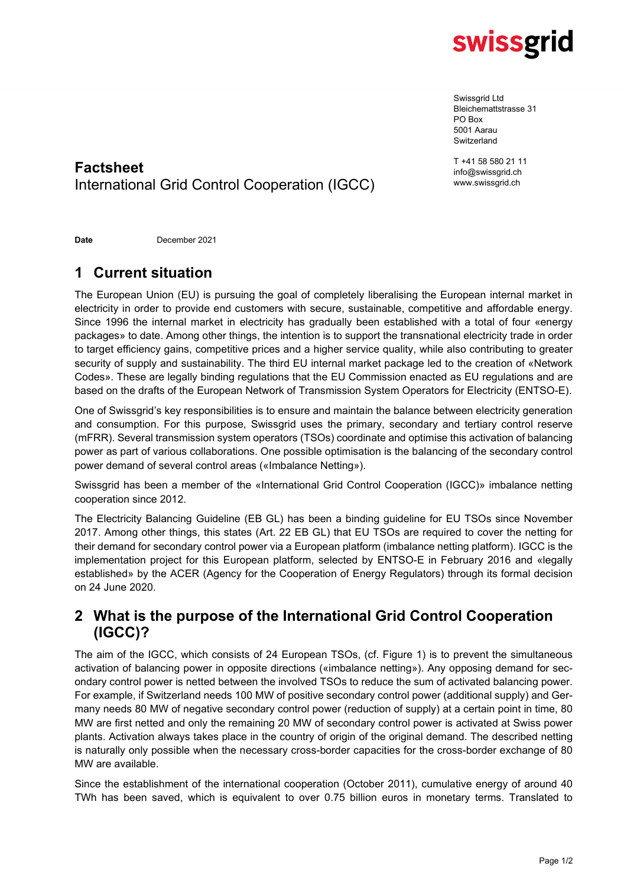swissgrid

Swissgrid Ltd
Bleichemattstrasse 31
PO Box
5001 Aarau
Switzerland

T +41 58 580 21 11
info@swissgrid.ch
www.swissgrid.ch

# Factsheet
International Grid Control Cooperation (IGCC)

**Date** December 2021

## 1 Current situation

The European Union (EU) is pursuing the goal of completely liberalising the European internal market in electricity in order to provide end customers with secure, sustainable, competitive and affordable energy. Since 1996 the internal market in electricity has gradually been established with a total of four «energy packages» to date. Among other things, the intention is to support the transnational electricity trade in order to target efficiency gains, competitive prices and a higher service quality, while also contributing to greater security of supply and sustainability. The third EU internal market package led to the creation of «Network Codes». These are legally binding regulations that the EU Commission enacted as EU regulations and are based on the drafts of the European Network of Transmission System Operators for Electricity (ENTSO-E).

One of Swissgrid's key responsibilities is to ensure and maintain the balance between electricity generation and consumption. For this purpose, Swissgrid uses the primary, secondary and tertiary control reserve (mFRR). Several transmission system operators (TSOs) coordinate and optimise this activation of balancing power as part of various collaborations. One possible optimisation is the balancing of the secondary control power demand of several control areas («Imbalance Netting»).

Swissgrid has been a member of the «International Grid Control Cooperation (IGCC)» imbalance netting cooperation since 2012.

The Electricity Balancing Guideline (EB GL) has been a binding guideline for EU TSOs since November 2017. Among other things, this states (Art. 22 EB GL) that EU TSOs are required to cover the netting for their demand for secondary control power via a European platform (imbalance netting platform). IGCC is the implementation project for this European platform, selected by ENTSO-E in February 2016 and «legally established» by the ACER (Agency for the Cooperation of Energy Regulators) through its formal decision on 24 June 2020.

## 2 What is the purpose of the International Grid Control Cooperation (IGCC)?

The aim of the IGCC, which consists of 24 European TSOs, (cf. Figure 1) is to prevent the simultaneous activation of balancing power in opposite directions («imbalance netting»). Any opposing demand for secondary control power is netted between the involved TSOs to reduce the sum of activated balancing power. For example, if Switzerland needs 100 MW of positive secondary control power (additional supply) and Germany needs 80 MW of negative secondary control power (reduction of supply) at a certain point in time, 80 MW are first netted and only the remaining 20 MW of secondary control power is activated at Swiss power plants. Activation always takes place in the country of origin of the original demand. The described netting is naturally only possible when the necessary cross-border capacities for the cross-border exchange of 80 MW are available.

Since the establishment of the international cooperation (October 2011), cumulative energy of around 40 TWh has been saved, which is equivalent to over 0.75 billion euros in monetary terms. Translated to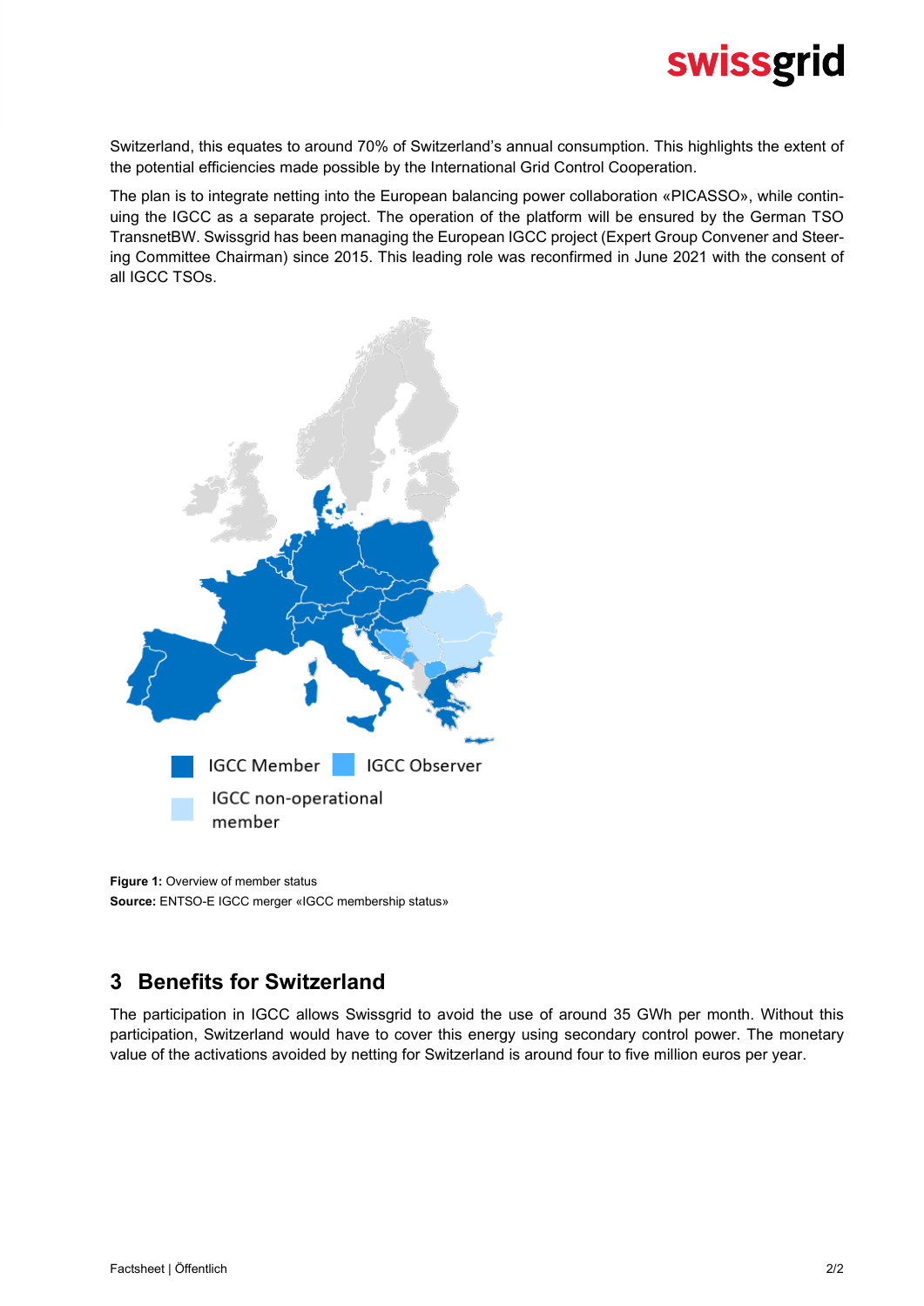Switzerland, this equates to around 70% of Switzerland's annual consumption. This highlights the extent of the potential efficiencies made possible by the International Grid Control Cooperation.

The plan is to integrate netting into the European balancing power collaboration «PICASSO», while continuing the IGCC as a separate project. The operation of the platform will be ensured by the German TSO TransnetBW. Swissgrid has been managing the European IGCC project (Expert Group Convener and Steering Committee Chairman) since 2015. This leading role was reconfirmed in June 2021 with the consent of all IGCC TSOs.

IGCC Member
IGCC Observer
IGCC non-operational member

**Figure 1:** Overview of member status
**Source:** ENTSO-E IGCC merger «IGCC membership status»

## 3 Benefits for Switzerland

The participation in IGCC allows Swissgrid to avoid the use of around 35 GWh per month. Without this participation, Switzerland would have to cover this energy using secondary control power. The monetary value of the activations avoided by netting for Switzerland is around four to five million euros per year.